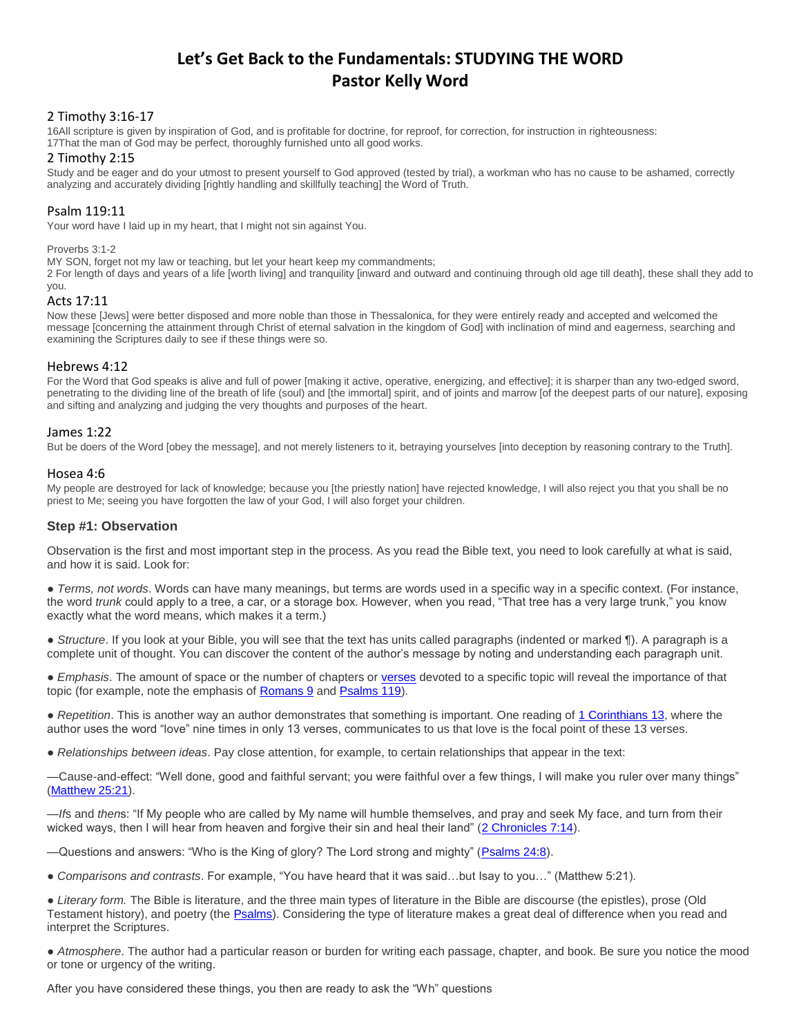# Let's Get Back to the Fundamentals: STUDYING THE WORD
# Pastor Kelly Word

## 2 Timothy 3:16-17

16All scripture is given by inspiration of God, and is profitable for doctrine, for reproof, for correction, for instruction in righteousness:
17That the man of God may be perfect, thoroughly furnished unto all good works.

## 2 Timothy 2:15

Study and be eager and do your utmost to present yourself to God approved (tested by trial), a workman who has no cause to be ashamed, correctly analyzing and accurately dividing [rightly handling and skillfully teaching] the Word of Truth.

## Psalm 119:11

Your word have I laid up in my heart, that I might not sin against You.

Proverbs 3:1-2
MY SON, forget not my law or teaching, but let your heart keep my commandments;
2 For length of days and years of a life [worth living] and tranquility [inward and outward and continuing through old age till death], these shall they add to you.

## Acts 17:11

Now these [Jews] were better disposed and more noble than those in Thessalonica, for they were entirely ready and accepted and welcomed the message [concerning the attainment through Christ of eternal salvation in the kingdom of God] with inclination of mind and eagerness, searching and examining the Scriptures daily to see if these things were so.

## Hebrews 4:12

For the Word that God speaks is alive and full of power [making it active, operative, energizing, and effective]; it is sharper than any two-edged sword, penetrating to the dividing line of the breath of life (soul) and [the immortal] spirit, and of joints and marrow [of the deepest parts of our nature], exposing and sifting and analyzing and judging the very thoughts and purposes of the heart.

## James 1:22

But be doers of the Word [obey the message], and not merely listeners to it, betraying yourselves [into deception by reasoning contrary to the Truth].

## Hosea 4:6

My people are destroyed for lack of knowledge; because you [the priestly nation] have rejected knowledge, I will also reject you that you shall be no priest to Me; seeing you have forgotten the law of your God, I will also forget your children.

### Step #1: Observation

Observation is the first and most important step in the process. As you read the Bible text, you need to look carefully at what is said, and how it is said. Look for:

● *Terms, not words*. Words can have many meanings, but terms are words used in a specific way in a specific context. (For instance, the word *trunk* could apply to a tree, a car, or a storage box. However, when you read, "That tree has a very large trunk," you know exactly what the word means, which makes it a term.)

● *Structure*. If you look at your Bible, you will see that the text has units called paragraphs (indented or marked ¶). A paragraph is a complete unit of thought. You can discover the content of the author's message by noting and understanding each paragraph unit.

● *Emphasis*. The amount of space or the number of chapters or verses devoted to a specific topic will reveal the importance of that topic (for example, note the emphasis of Romans 9 and Psalms 119).

● *Repetition*. This is another way an author demonstrates that something is important. One reading of 1 Corinthians 13, where the author uses the word "love" nine times in only 13 verses, communicates to us that love is the focal point of these 13 verses.

● *Relationships between ideas*. Pay close attention, for example, to certain relationships that appear in the text:

—Cause-and-effect: "Well done, good and faithful servant; you were faithful over a few things, I will make you ruler over many things" (Matthew 25:21).

—*If*s and *then*s: "If My people who are called by My name will humble themselves, and pray and seek My face, and turn from their wicked ways, then I will hear from heaven and forgive their sin and heal their land" (2 Chronicles 7:14).

—Questions and answers: "Who is the King of glory? The Lord strong and mighty" (Psalms 24:8).

● *Comparisons and contrasts*. For example, "You have heard that it was said…but Isay to you…" (Matthew 5:21).

● *Literary form.* The Bible is literature, and the three main types of literature in the Bible are discourse (the epistles), prose (Old Testament history), and poetry (the Psalms). Considering the type of literature makes a great deal of difference when you read and interpret the Scriptures.

● *Atmosphere*. The author had a particular reason or burden for writing each passage, chapter, and book. Be sure you notice the mood or tone or urgency of the writing.

After you have considered these things, you then are ready to ask the "Wh" questions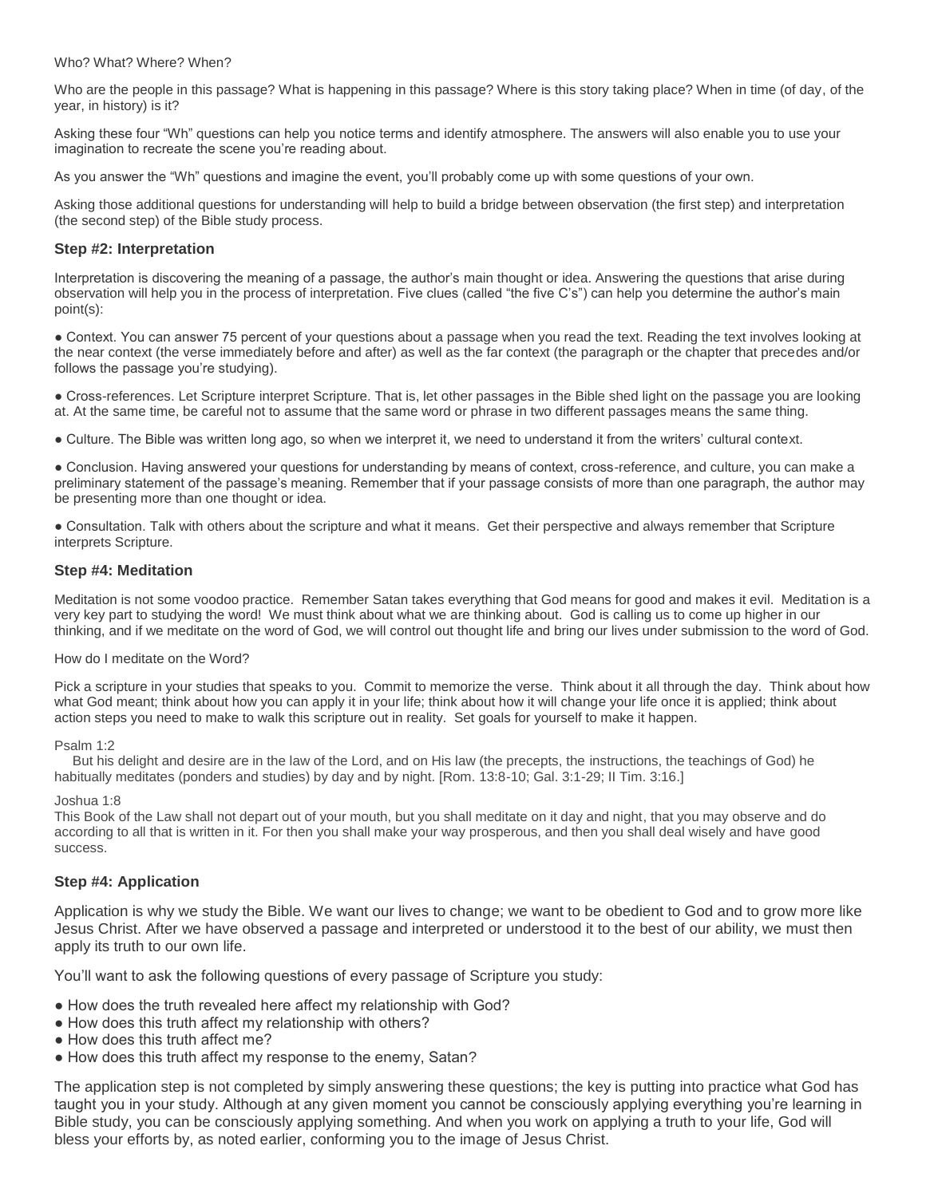Who? What? Where? When?

Who are the people in this passage? What is happening in this passage? Where is this story taking place? When in time (of day, of the year, in history) is it?

Asking these four "Wh" questions can help you notice terms and identify atmosphere. The answers will also enable you to use your imagination to recreate the scene you're reading about.

As you answer the "Wh" questions and imagine the event, you'll probably come up with some questions of your own.

Asking those additional questions for understanding will help to build a bridge between observation (the first step) and interpretation (the second step) of the Bible study process.

### Step #2: Interpretation

Interpretation is discovering the meaning of a passage, the author's main thought or idea. Answering the questions that arise during observation will help you in the process of interpretation. Five clues (called "the five C's") can help you determine the author's main point(s):

- Context. You can answer 75 percent of your questions about a passage when you read the text. Reading the text involves looking at the near context (the verse immediately before and after) as well as the far context (the paragraph or the chapter that precedes and/or follows the passage you're studying).

- Cross-references. Let Scripture interpret Scripture. That is, let other passages in the Bible shed light on the passage you are looking at. At the same time, be careful not to assume that the same word or phrase in two different passages means the same thing.

- Culture. The Bible was written long ago, so when we interpret it, we need to understand it from the writers' cultural context.

- Conclusion. Having answered your questions for understanding by means of context, cross-reference, and culture, you can make a preliminary statement of the passage's meaning. Remember that if your passage consists of more than one paragraph, the author may be presenting more than one thought or idea.

- Consultation. Talk with others about the scripture and what it means. Get their perspective and always remember that Scripture interprets Scripture.

### Step #4: Meditation

Meditation is not some voodoo practice. Remember Satan takes everything that God means for good and makes it evil. Meditation is a very key part to studying the word! We must think about what we are thinking about. God is calling us to come up higher in our thinking, and if we meditate on the word of God, we will control out thought life and bring our lives under submission to the word of God.

How do I meditate on the Word?

Pick a scripture in your studies that speaks to you. Commit to memorize the verse. Think about it all through the day. Think about how what God meant; think about how you can apply it in your life; think about how it will change your life once it is applied; think about action steps you need to make to walk this scripture out in reality. Set goals for yourself to make it happen.

Psalm 1:2
But his delight and desire are in the law of the Lord, and on His law (the precepts, the instructions, the teachings of God) he habitually meditates (ponders and studies) by day and by night. [Rom. 13:8-10; Gal. 3:1-29; II Tim. 3:16.]

Joshua 1:8
This Book of the Law shall not depart out of your mouth, but you shall meditate on it day and night, that you may observe and do according to all that is written in it. For then you shall make your way prosperous, and then you shall deal wisely and have good success.

### Step #4: Application

Application is why we study the Bible. We want our lives to change; we want to be obedient to God and to grow more like Jesus Christ. After we have observed a passage and interpreted or understood it to the best of our ability, we must then apply its truth to our own life.

You'll want to ask the following questions of every passage of Scripture you study:

- How does the truth revealed here affect my relationship with God?
- How does this truth affect my relationship with others?
- How does this truth affect me?
- How does this truth affect my response to the enemy, Satan?

The application step is not completed by simply answering these questions; the key is putting into practice what God has taught you in your study. Although at any given moment you cannot be consciously applying everything you're learning in Bible study, you can be consciously applying something. And when you work on applying a truth to your life, God will bless your efforts by, as noted earlier, conforming you to the image of Jesus Christ.